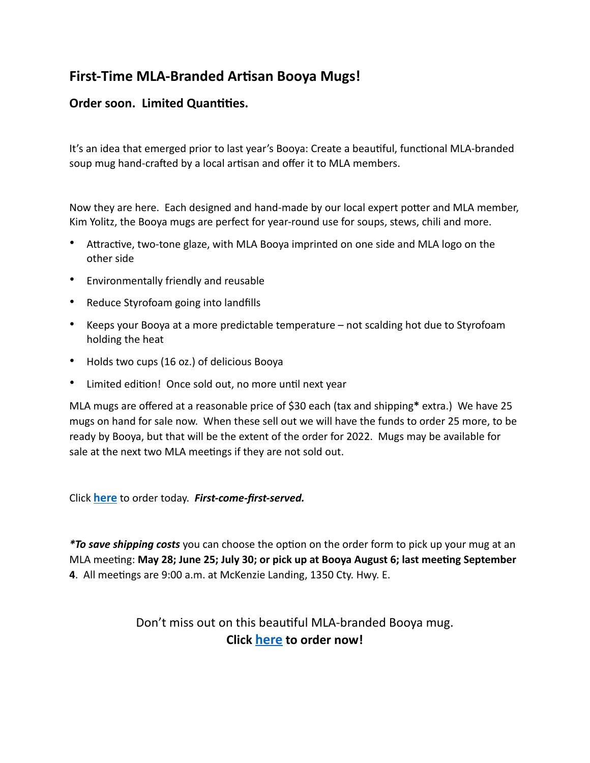## First-Time MLA-Branded Artisan Booya Mugs!

### Order soon. Limited Quantities.

It's an idea that emerged prior to last year's Booya: Create a beautiful, functional MLA-branded soup mug hand-crafted by a local artisan and offer it to MLA members.

Now they are here. Each designed and hand-made by our local expert potter and MLA member, Kim Yolitz, the Booya mugs are perfect for year-round use for soups, stews, chili and more.

- Attractive, two-tone glaze, with MLA Booya imprinted on one side and MLA logo on the other side
- Environmentally friendly and reusable
- Reduce Styrofoam going into landfills
- Keeps your Booya at a more predictable temperature – not scalding hot due to Styrofoam holding the heat
- Holds two cups (16 oz.) of delicious Booya
- Limited edition! Once sold out, no more until next year

MLA mugs are offered at a reasonable price of $30 each (tax and shipping**\*** extra.) We have 25 mugs on hand for sale now. When these sell out we will have the funds to order 25 more, to be ready by Booya, but that will be the extent of the order for 2022. Mugs may be available for sale at the next two MLA meetings if they are not sold out.

Click **here** to order today. ***First-come-first-served.***

***\*To save shipping costs*** you can choose the option on the order form to pick up your mug at an MLA meeting: **May 28; June 25; July 30; or pick up at Booya August 6; last meeting September 4**. All meetings are 9:00 a.m. at McKenzie Landing, 1350 Cty. Hwy. E.

Don't miss out on this beautiful MLA-branded Booya mug.
**Click here to order now!**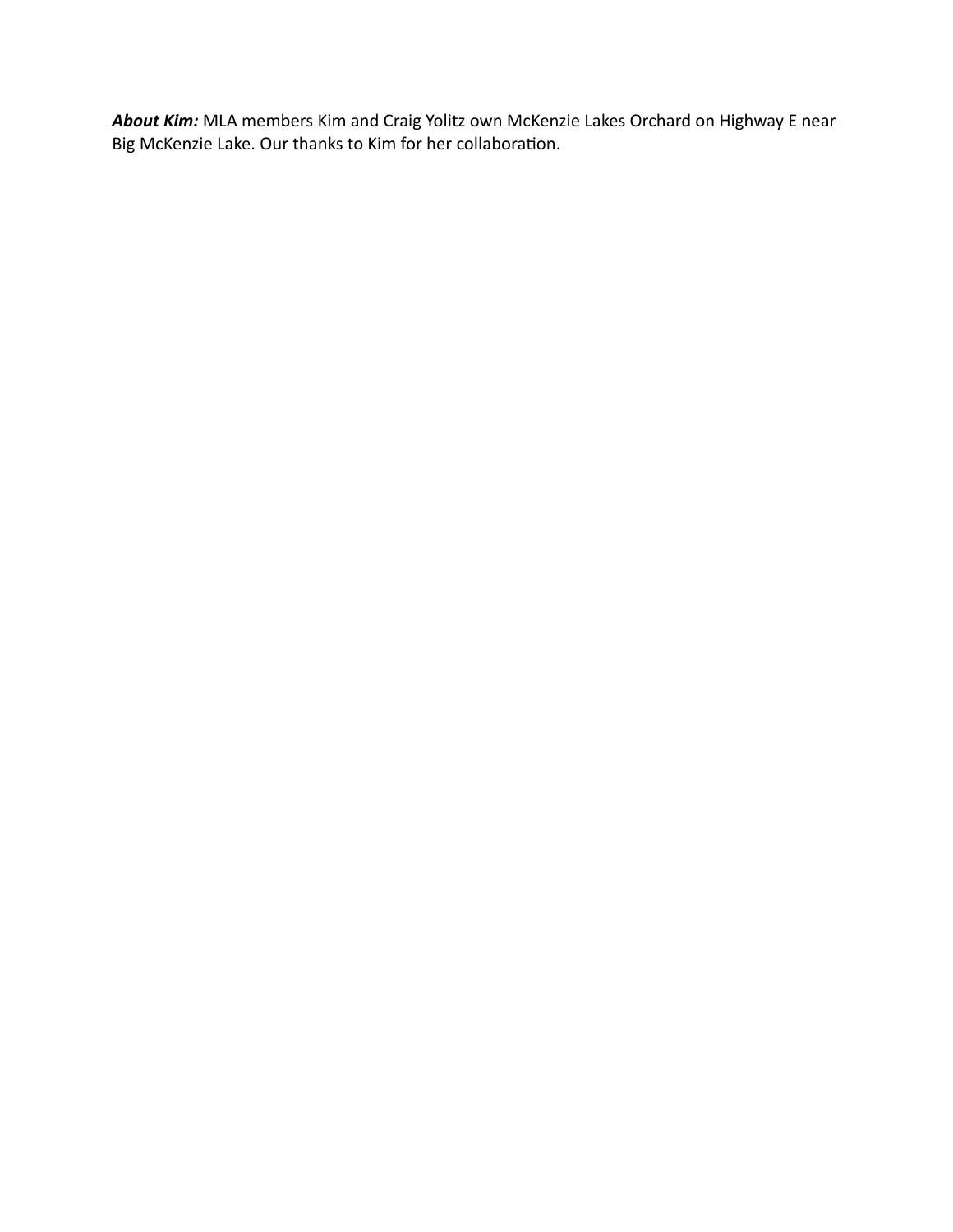***About Kim:*** MLA members Kim and Craig Yolitz own McKenzie Lakes Orchard on Highway E near Big McKenzie Lake. Our thanks to Kim for her collaboration.